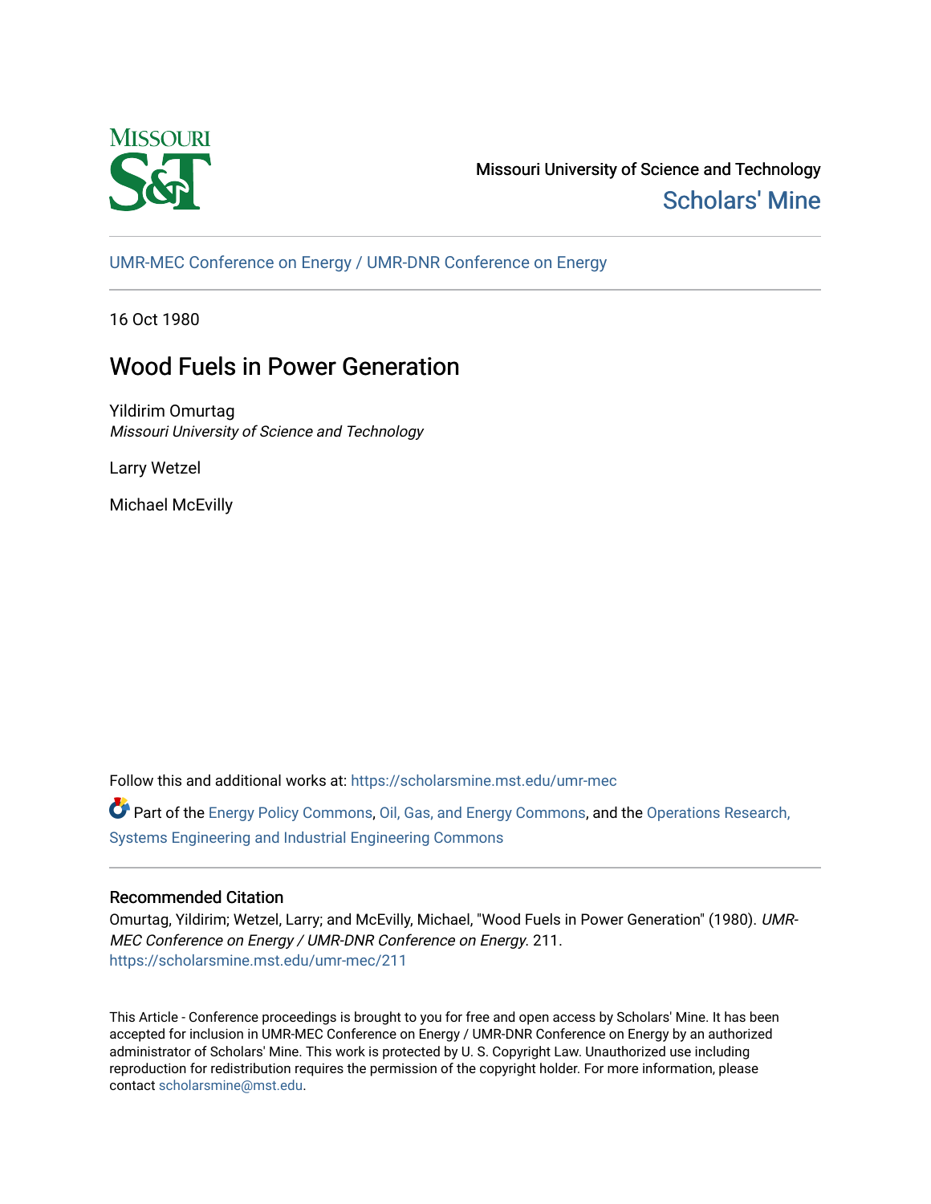Missouri University of Science and Technology

Scholars' Mine

UMR-MEC Conference on Energy / UMR-DNR Conference on Energy

16 Oct 1980

# Wood Fuels in Power Generation

Yildirim Omurtag
*Missouri University of Science and Technology*

Larry Wetzel

Michael McEvilly

Follow this and additional works at: https://scholarsmine.mst.edu/umr-mec

Part of the Energy Policy Commons, Oil, Gas, and Energy Commons, and the Operations Research, Systems Engineering and Industrial Engineering Commons

## Recommended Citation

Omurtag, Yildirim; Wetzel, Larry; and McEvilly, Michael, "Wood Fuels in Power Generation" (1980). *UMR-MEC Conference on Energy / UMR-DNR Conference on Energy*. 211.
https://scholarsmine.mst.edu/umr-mec/211

This Article - Conference proceedings is brought to you for free and open access by Scholars' Mine. It has been accepted for inclusion in UMR-MEC Conference on Energy / UMR-DNR Conference on Energy by an authorized administrator of Scholars' Mine. This work is protected by U. S. Copyright Law. Unauthorized use including reproduction for redistribution requires the permission of the copyright holder. For more information, please contact scholarsmine@mst.edu.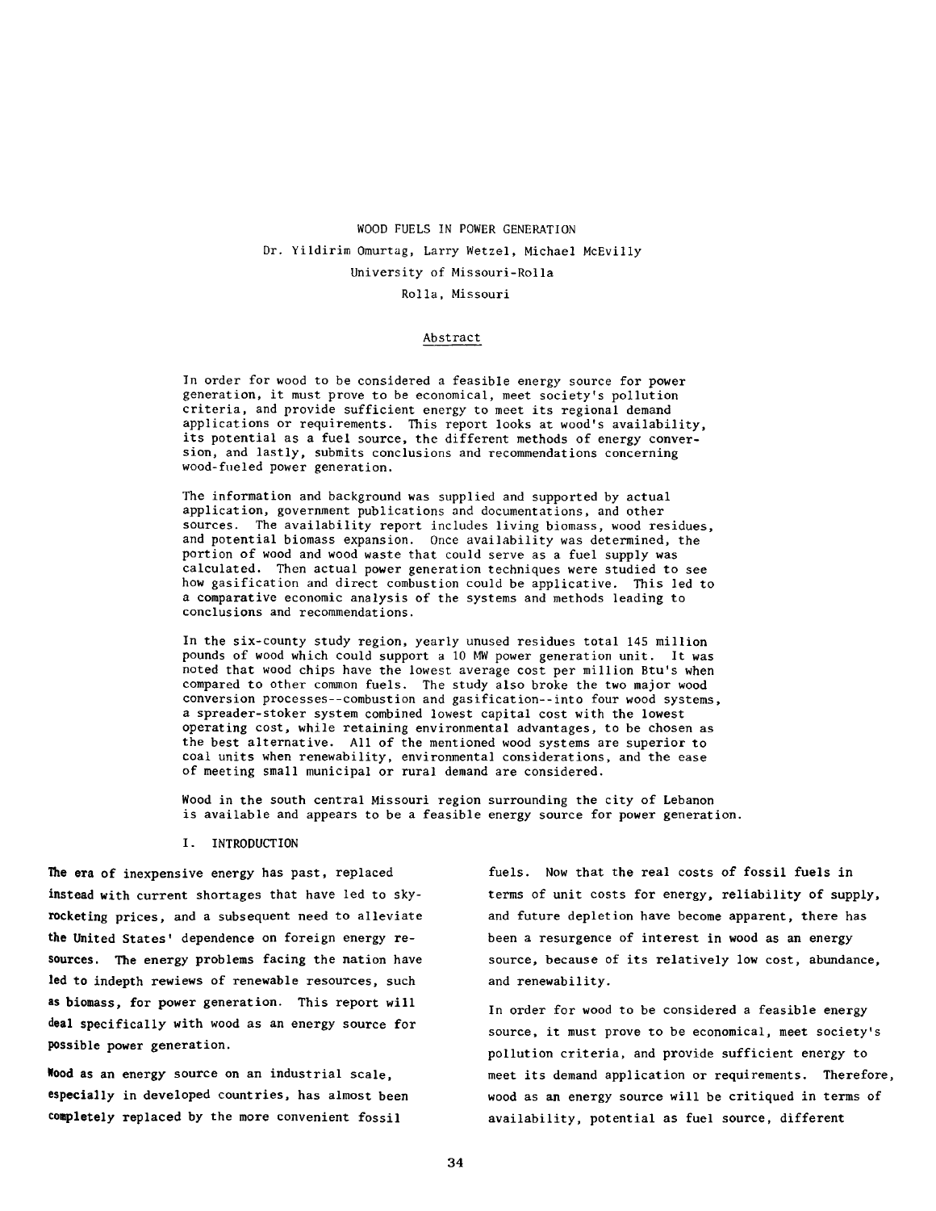# WOOD FUELS IN POWER GENERATION

Dr. Yildirim Omurtag, Larry Wetzel, Michael McEvilly
University of Missouri-Rolla
Rolla, Missouri

## Abstract

In order for wood to be considered a feasible energy source for power generation, it must prove to be economical, meet society's pollution criteria, and provide sufficient energy to meet its regional demand applications or requirements. This report looks at wood's availability, its potential as a fuel source, the different methods of energy conversion, and lastly, submits conclusions and recommendations concerning wood-fueled power generation.

The information and background was supplied and supported by actual application, government publications and documentations, and other sources. The availability report includes living biomass, wood residues, and potential biomass expansion. Once availability was determined, the portion of wood and wood waste that could serve as a fuel supply was calculated. Then actual power generation techniques were studied to see how gasification and direct combustion could be applicative. This led to a comparative economic analysis of the systems and methods leading to conclusions and recommendations.

In the six-county study region, yearly unused residues total 145 million pounds of wood which could support a 10 MW power generation unit. It was noted that wood chips have the lowest average cost per million Btu's when compared to other common fuels. The study also broke the two major wood conversion processes--combustion and gasification--into four wood systems, a spreader-stoker system combined lowest capital cost with the lowest operating cost, while retaining environmental advantages, to be chosen as the best alternative. All of the mentioned wood systems are superior to coal units when renewability, environmental considerations, and the ease of meeting small municipal or rural demand are considered.

Wood in the south central Missouri region surrounding the city of Lebanon is available and appears to be a feasible energy source for power generation.

## I. INTRODUCTION

The era of inexpensive energy has past, replaced instead with current shortages that have led to sky-rocketing prices, and a subsequent need to alleviate the United States' dependence on foreign energy resources. The energy problems facing the nation have led to indepth rewiews of renewable resources, such as biomass, for power generation. This report will deal specifically with wood as an energy source for possible power generation.

Wood as an energy source on an industrial scale, especially in developed countries, has almost been completely replaced by the more convenient fossil fuels. Now that the real costs of fossil fuels in terms of unit costs for energy, reliability of supply, and future depletion have become apparent, there has been a resurgence of interest in wood as an energy source, because of its relatively low cost, abundance, and renewability.

In order for wood to be considered a feasible energy source, it must prove to be economical, meet society's pollution criteria, and provide sufficient energy to meet its demand application or requirements. Therefore, wood as an energy source will be critiqued in terms of availability, potential as fuel source, different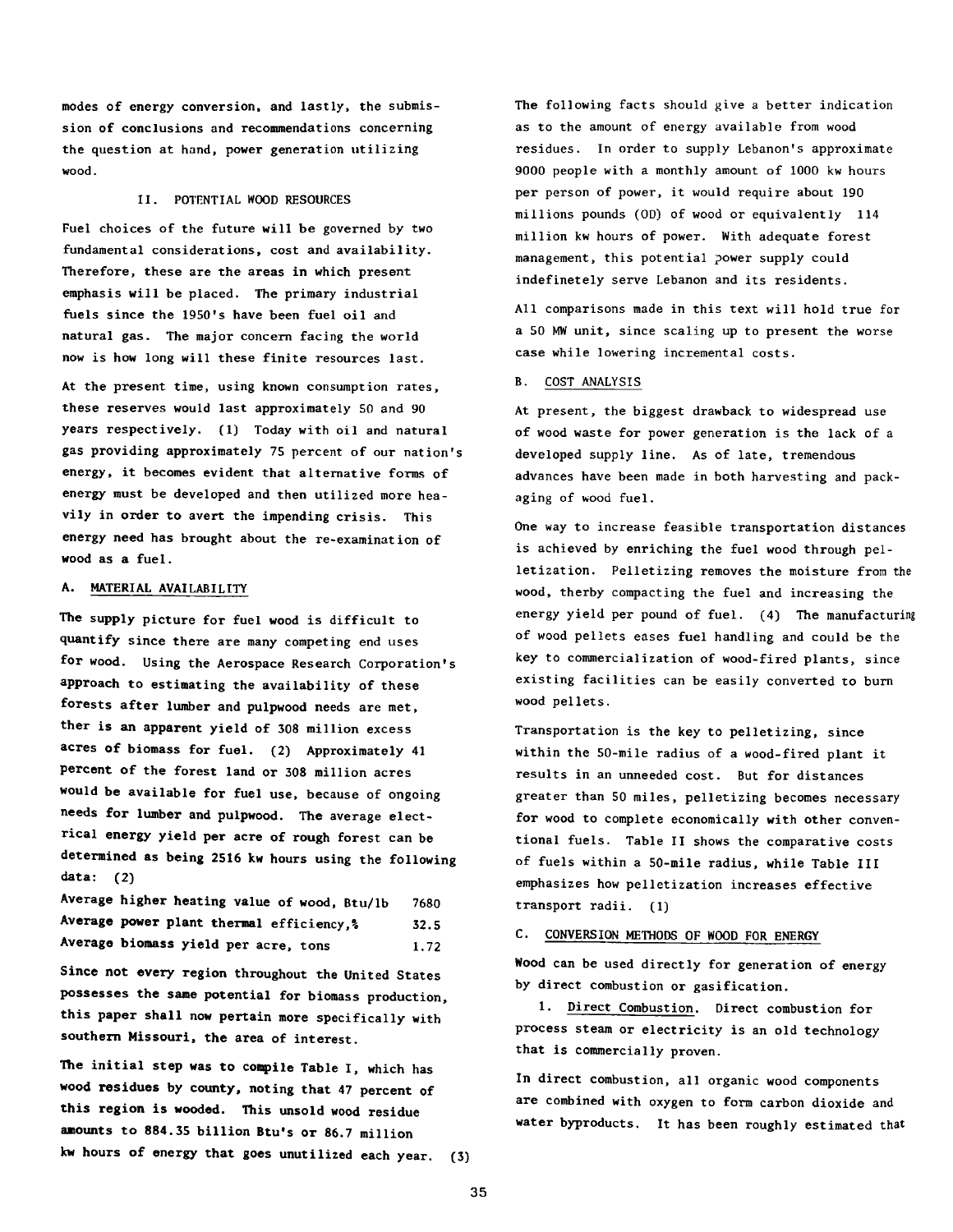modes of energy conversion, and lastly, the submission of conclusions and recommendations concerning the question at hand, power generation utilizing wood.

## II. POTENTIAL WOOD RESOURCES

Fuel choices of the future will be governed by two fundamental considerations, cost and availability. Therefore, these are the areas in which present emphasis will be placed. The primary industrial fuels since the 1950's have been fuel oil and natural gas. The major concern facing the world now is how long will these finite resources last.

At the present time, using known consumption rates, these reserves would last approximately 50 and 90 years respectively. (1) Today with oil and natural gas providing approximately 75 percent of our nation's energy, it becomes evident that alternative forms of energy must be developed and then utilized more heavily in order to avert the impending crisis. This energy need has brought about the re-examination of wood as a fuel.

### A. MATERIAL AVAILABILITY

The supply picture for fuel wood is difficult to quantify since there are many competing end uses for wood. Using the Aerospace Research Corporation's approach to estimating the availability of these forests after lumber and pulpwood needs are met, ther is an apparent yield of 308 million excess acres of biomass for fuel. (2) Approximately 41 percent of the forest land or 308 million acres would be available for fuel use, because of ongoing needs for lumber and pulpwood. The average electrical energy yield per acre of rough forest can be determined as being 2516 kw hours using the following data: (2)

| | |
|---|---|
| Average higher heating value of wood, Btu/lb | 7680 |
| Average power plant thermal efficiency,% | 32.5 |
| Average biomass yield per acre, tons | 1.72 |

Since not every region throughout the United States possesses the same potential for biomass production, this paper shall now pertain more specifically with southern Missouri, the area of interest.

The initial step was to compile Table I, which has wood residues by county, noting that 47 percent of this region is wooded. This unsold wood residue amounts to 884.35 billion Btu's or 86.7 million kw hours of energy that goes unutilized each year. (3)

The following facts should give a better indication as to the amount of energy available from wood residues. In order to supply Lebanon's approximate 9000 people with a monthly amount of 1000 kw hours per person of power, it would require about 190 millions pounds (OD) of wood or equivalently 114 million kw hours of power. With adequate forest management, this potential power supply could indefinetely serve Lebanon and its residents.

All comparisons made in this text will hold true for a 50 MW unit, since scaling up to present the worse case while lowering incremental costs.

### B. COST ANALYSIS

At present, the biggest drawback to widespread use of wood waste for power generation is the lack of a developed supply line. As of late, tremendous advances have been made in both harvesting and packaging of wood fuel.

One way to increase feasible transportation distances is achieved by enriching the fuel wood through pelletization. Pelletizing removes the moisture from the wood, therby compacting the fuel and increasing the energy yield per pound of fuel. (4) The manufacturing of wood pellets eases fuel handling and could be the key to commercialization of wood-fired plants, since existing facilities can be easily converted to burn wood pellets.

Transportation is the key to pelletizing, since within the 50-mile radius of a wood-fired plant it results in an unneeded cost. But for distances greater than 50 miles, pelletizing becomes necessary for wood to complete economically with other conventional fuels. Table II shows the comparative costs of fuels within a 50-mile radius, while Table III emphasizes how pelletization increases effective transport radii. (1)

### C. CONVERSION METHODS OF WOOD FOR ENERGY

Wood can be used directly for generation of energy by direct combustion or gasification.

1. Direct Combustion. Direct combustion for process steam or electricity is an old technology that is commercially proven.

In direct combustion, all organic wood components are combined with oxygen to form carbon dioxide and water byproducts. It has been roughly estimated that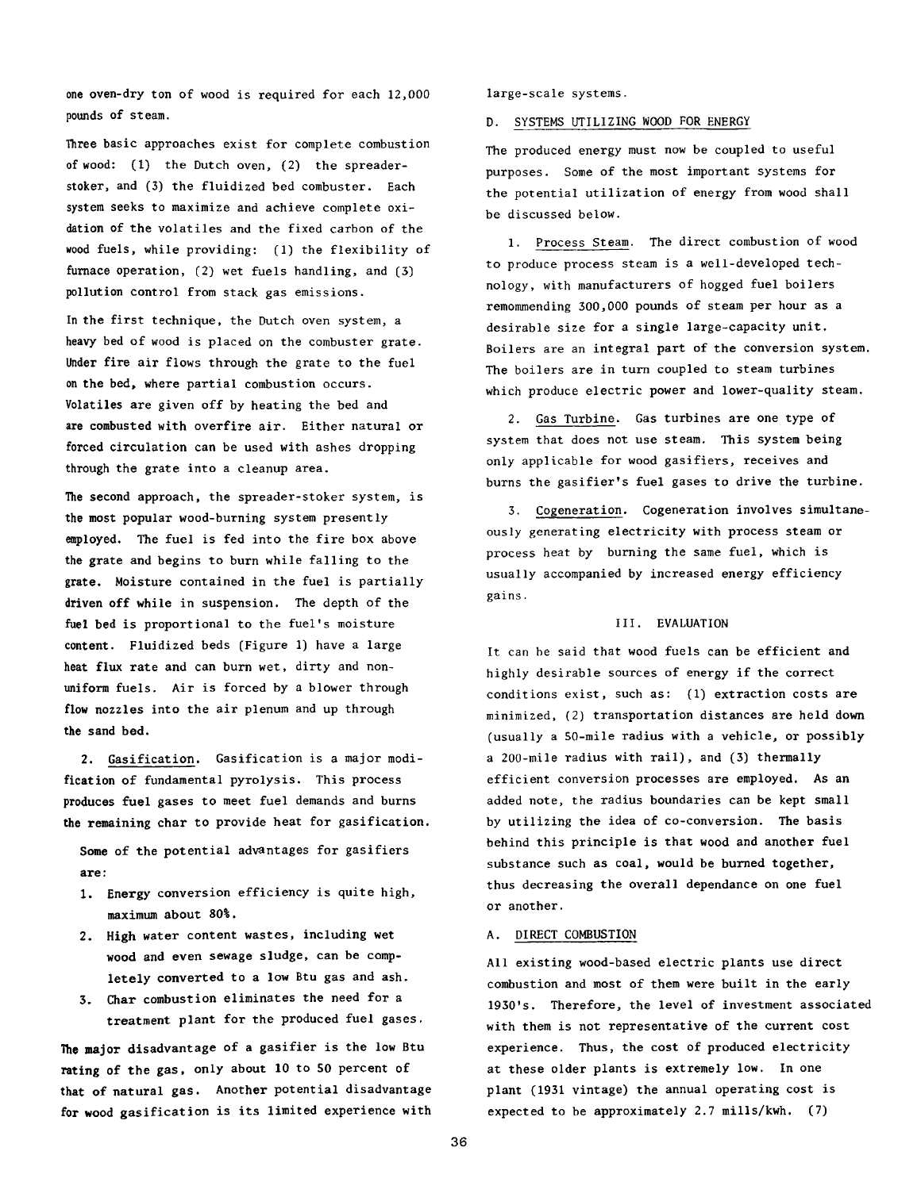one oven-dry ton of wood is required for each 12,000 pounds of steam.

Three basic approaches exist for complete combustion of wood: (1) the Dutch oven, (2) the spreader-stoker, and (3) the fluidized bed combuster. Each system seeks to maximize and achieve complete oxidation of the volatiles and the fixed carbon of the wood fuels, while providing: (1) the flexibility of furnace operation, (2) wet fuels handling, and (3) pollution control from stack gas emissions.

In the first technique, the Dutch oven system, a heavy bed of wood is placed on the combuster grate. Under fire air flows through the grate to the fuel on the bed, where partial combustion occurs. Volatiles are given off by heating the bed and are combusted with overfire air. Either natural or forced circulation can be used with ashes dropping through the grate into a cleanup area.

The second approach, the spreader-stoker system, is the most popular wood-burning system presently employed. The fuel is fed into the fire box above the grate and begins to burn while falling to the grate. Moisture contained in the fuel is partially driven off while in suspension. The depth of the fuel bed is proportional to the fuel's moisture content. Fluidized beds (Figure 1) have a large heat flux rate and can burn wet, dirty and non-uniform fuels. Air is forced by a blower through flow nozzles into the air plenum and up through the sand bed.

2. Gasification. Gasification is a major modification of fundamental pyrolysis. This process produces fuel gases to meet fuel demands and burns the remaining char to provide heat for gasification.

Some of the potential advantages for gasifiers are:

1. Energy conversion efficiency is quite high, maximum about 80%.
2. High water content wastes, including wet wood and even sewage sludge, can be completely converted to a low Btu gas and ash.
3. Char combustion eliminates the need for a treatment plant for the produced fuel gases.

The major disadvantage of a gasifier is the low Btu rating of the gas, only about 10 to 50 percent of that of natural gas. Another potential disadvantage for wood gasification is its limited experience with large-scale systems.

D. SYSTEMS UTILIZING WOOD FOR ENERGY

The produced energy must now be coupled to useful purposes. Some of the most important systems for the potential utilization of energy from wood shall be discussed below.

1. Process Steam. The direct combustion of wood to produce process steam is a well-developed technology, with manufacturers of hogged fuel boilers remommending 300,000 pounds of steam per hour as a desirable size for a single large-capacity unit. Boilers are an integral part of the conversion system. The boilers are in turn coupled to steam turbines which produce electric power and lower-quality steam.

2. Gas Turbine. Gas turbines are one type of system that does not use steam. This system being only applicable for wood gasifiers, receives and burns the gasifier's fuel gases to drive the turbine.

3. Cogeneration. Cogeneration involves simultaneously generating electricity with process steam or process heat by burning the same fuel, which is usually accompanied by increased energy efficiency gains.

## III. EVALUATION

It can be said that wood fuels can be efficient and highly desirable sources of energy if the correct conditions exist, such as: (1) extraction costs are minimized, (2) transportation distances are held down (usually a 50-mile radius with a vehicle, or possibly a 200-mile radius with rail), and (3) thermally efficient conversion processes are employed. As an added note, the radius boundaries can be kept small by utilizing the idea of co-conversion. The basis behind this principle is that wood and another fuel substance such as coal, would be burned together, thus decreasing the overall dependance on one fuel or another.

A. DIRECT COMBUSTION

All existing wood-based electric plants use direct combustion and most of them were built in the early 1930's. Therefore, the level of investment associated with them is not representative of the current cost experience. Thus, the cost of produced electricity at these older plants is extremely low. In one plant (1931 vintage) the annual operating cost is expected to be approximately 2.7 mills/kwh. (7)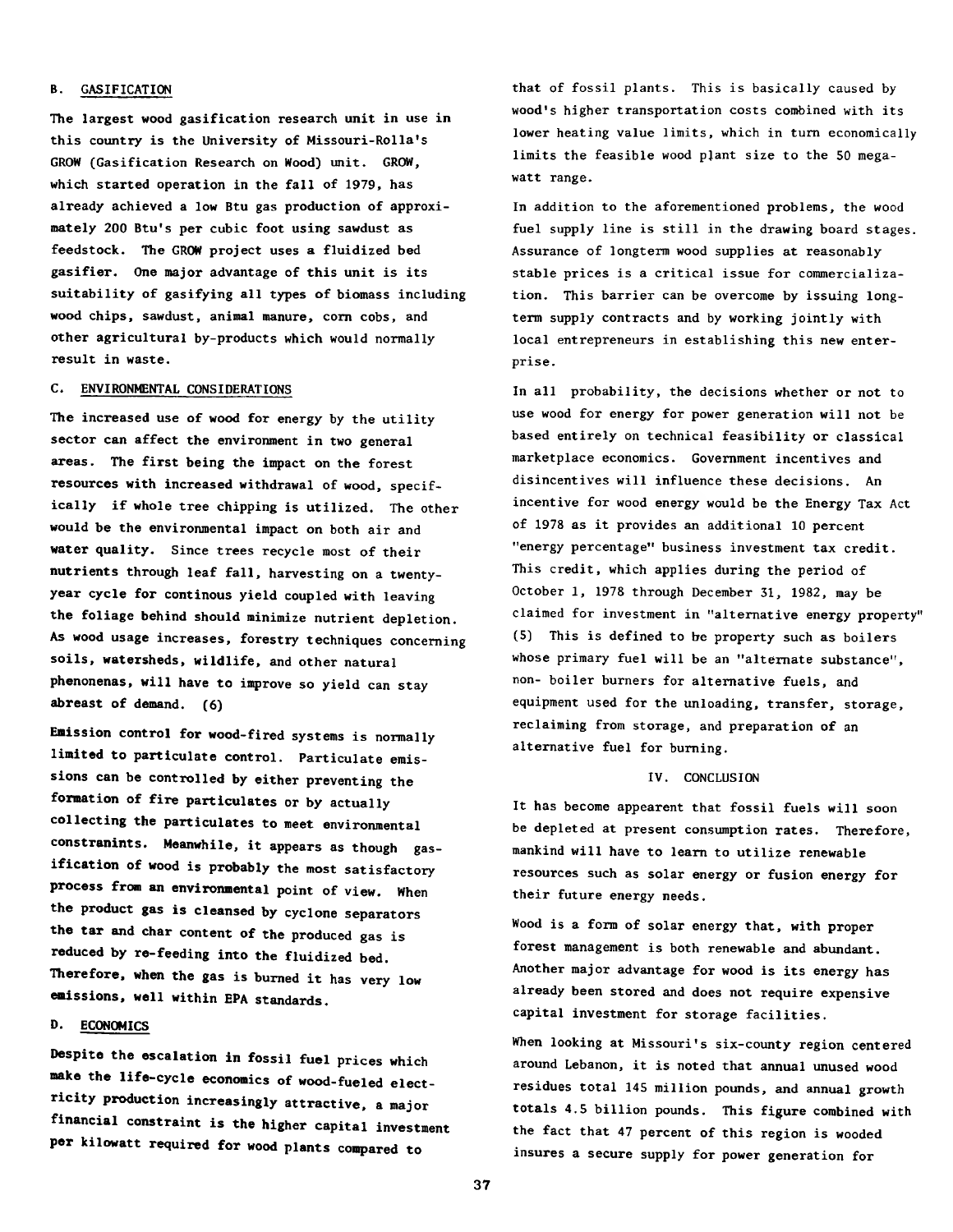### B. GASIFICATION

The largest wood gasification research unit in use in this country is the University of Missouri-Rolla's GROW (Gasification Research on Wood) unit. GROW, which started operation in the fall of 1979, has already achieved a low Btu gas production of approximately 200 Btu's per cubic foot using sawdust as feedstock. The GROW project uses a fluidized bed gasifier. One major advantage of this unit is its suitability of gasifying all types of biomass including wood chips, sawdust, animal manure, corn cobs, and other agricultural by-products which would normally result in waste.

### C. ENVIRONMENTAL CONSIDERATIONS

The increased use of wood for energy by the utility sector can affect the environment in two general areas. The first being the impact on the forest resources with increased withdrawal of wood, specifically if whole tree chipping is utilized. The other would be the environmental impact on both air and water quality. Since trees recycle most of their nutrients through leaf fall, harvesting on a twenty-year cycle for continous yield coupled with leaving the foliage behind should minimize nutrient depletion. As wood usage increases, forestry techniques concerning soils, watersheds, wildlife, and other natural phenonenas, will have to improve so yield can stay abreast of demand. (6)

Emission control for wood-fired systems is normally limited to particulate control. Particulate emissions can be controlled by either preventing the formation of fire particulates or by actually collecting the particulates to meet environmental constranints. Meanwhile, it appears as though gasification of wood is probably the most satisfactory process from an environmental point of view. When the product gas is cleansed by cyclone separators the tar and char content of the produced gas is reduced by re-feeding into the fluidized bed. Therefore, when the gas is burned it has very low emissions, well within EPA standards.

### D. ECONOMICS

Despite the escalation in fossil fuel prices which make the life-cycle economics of wood-fueled electricity production increasingly attractive, a major financial constraint is the higher capital investment per kilowatt required for wood plants compared to that of fossil plants. This is basically caused by wood's higher transportation costs combined with its lower heating value limits, which in turn economically limits the feasible wood plant size to the 50 megawatt range.

In addition to the aforementioned problems, the wood fuel supply line is still in the drawing board stages. Assurance of longterm wood supplies at reasonably stable prices is a critical issue for commercialization. This barrier can be overcome by issuing long-term supply contracts and by working jointly with local entrepreneurs in establishing this new enterprise.

In all probability, the decisions whether or not to use wood for energy for power generation will not be based entirely on technical feasibility or classical marketplace economics. Government incentives and disincentives will influence these decisions. An incentive for wood energy would be the Energy Tax Act of 1978 as it provides an additional 10 percent "energy percentage" business investment tax credit. This credit, which applies during the period of October 1, 1978 through December 31, 1982, may be claimed for investment in "alternative energy property" (5) This is defined to be property such as boilers whose primary fuel will be an "alternate substance", non- boiler burners for alternative fuels, and equipment used for the unloading, transfer, storage, reclaiming from storage, and preparation of an alternative fuel for burning.

## IV. CONCLUSION

It has become appearent that fossil fuels will soon be depleted at present consumption rates. Therefore, mankind will have to learn to utilize renewable resources such as solar energy or fusion energy for their future energy needs.

Wood is a form of solar energy that, with proper forest management is both renewable and abundant. Another major advantage for wood is its energy has already been stored and does not require expensive capital investment for storage facilities.

When looking at Missouri's six-county region centered around Lebanon, it is noted that annual unused wood residues total 145 million pounds, and annual growth totals 4.5 billion pounds. This figure combined with the fact that 47 percent of this region is wooded insures a secure supply for power generation for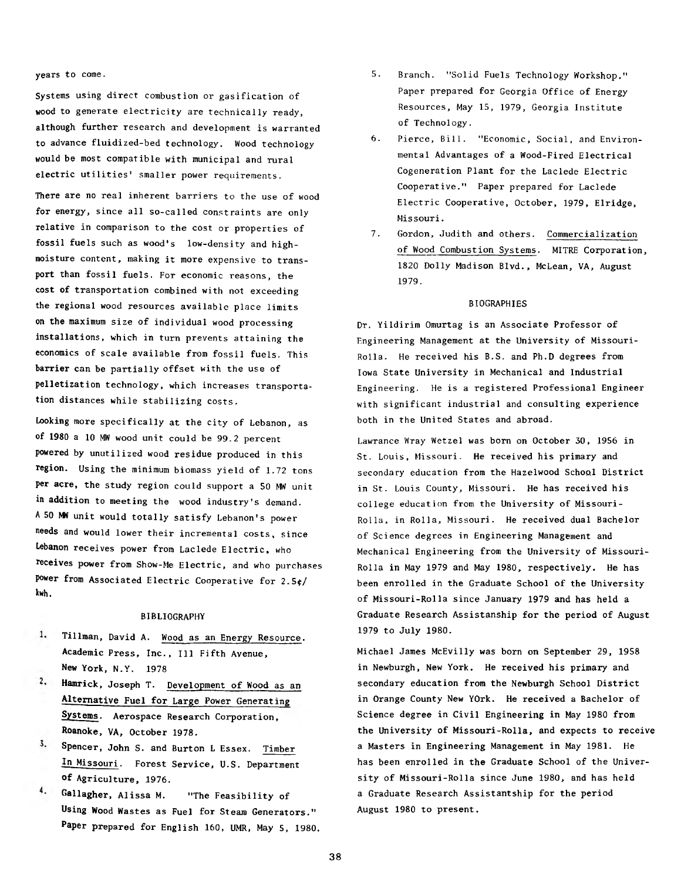years to come.

Systems using direct combustion or gasification of wood to generate electricity are technically ready, although further research and development is warranted to advance fluidized-bed technology. Wood technology would be most compatible with municipal and rural electric utilities' smaller power requirements.

There are no real inherent barriers to the use of wood for energy, since all so-called constraints are only relative in comparison to the cost or properties of fossil fuels such as wood's low-density and high-moisture content, making it more expensive to transport than fossil fuels. For economic reasons, the cost of transportation combined with not exceeding the regional wood resources available place limits on the maximum size of individual wood processing installations, which in turn prevents attaining the economics of scale available from fossil fuels. This barrier can be partially offset with the use of pelletization technology, which increases transportation distances while stabilizing costs.

Looking more specifically at the city of Lebanon, as of 1980 a 10 MW wood unit could be 99.2 percent powered by unutilized wood residue produced in this region. Using the minimum biomass yield of 1.72 tons per acre, the study region could support a 50 MW unit in addition to meeting the wood industry's demand. A 50 MW unit would totally satisfy Lebanon's power needs and would lower their incremental costs, since Lebanon receives power from Laclede Electric, who receives power from Show-Me Electric, and who purchases power from Associated Electric Cooperative for 2.5¢/kwh.

## BIBLIOGRAPHY

1. Tillman, David A. Wood as an Energy Resource. Academic Press, Inc., 111 Fifth Avenue, New York, N.Y. 1978
2. Hamrick, Joseph T. Development of Wood as an Alternative Fuel for Large Power Generating Systems. Aerospace Research Corporation, Roanoke, VA, October 1978.
3. Spencer, John S. and Burton L Essex. Timber In Missouri. Forest Service, U.S. Department of Agriculture, 1976.
4. Gallagher, Alissa M. "The Feasibility of Using Wood Wastes as Fuel for Steam Generators." Paper prepared for English 160, UMR, May 5, 1980.
5. Branch. "Solid Fuels Technology Workshop." Paper prepared for Georgia Office of Energy Resources, May 15, 1979, Georgia Institute of Technology.
6. Pierce, Bill. "Economic, Social, and Environmental Advantages of a Wood-Fired Electrical Cogeneration Plant for the Laclede Electric Cooperative." Paper prepared for Laclede Electric Cooperative, October, 1979, Elridge, Missouri.
7. Gordon, Judith and others. Commercialization of Wood Combustion Systems. MITRE Corporation, 1820 Dolly Madison Blvd., McLean, VA, August 1979.

## BIOGRAPHIES

Dr. Yildirim Omurtag is an Associate Professor of Engineering Management at the University of Missouri-Rolla. He received his B.S. and Ph.D degrees from Iowa State University in Mechanical and Industrial Engineering. He is a registered Professional Engineer with significant industrial and consulting experience both in the United States and abroad.

Lawrance Wray Wetzel was born on October 30, 1956 in St. Louis, Missouri. He received his primary and secondary education from the Hazelwood School District in St. Louis County, Missouri. He has received his college education from the University of Missouri-Rolla, in Rolla, Missouri. He received dual Bachelor of Science degrees in Engineering Management and Mechanical Engineering from the University of Missouri-Rolla in May 1979 and May 1980, respectively. He has been enrolled in the Graduate School of the University of Missouri-Rolla since January 1979 and has held a Graduate Research Assistanship for the period of August 1979 to July 1980.

Michael James McEvilly was born on September 29, 1958 in Newburgh, New York. He received his primary and secondary education from the Newburgh School District in Orange County New YOrk. He received a Bachelor of Science degree in Civil Engineering in May 1980 from the University of Missouri-Rolla, and expects to receive a Masters in Engineering Management in May 1981. He has been enrolled in the Graduate School of the University of Missouri-Rolla since June 1980, and has held a Graduate Research Assistantship for the period August 1980 to present.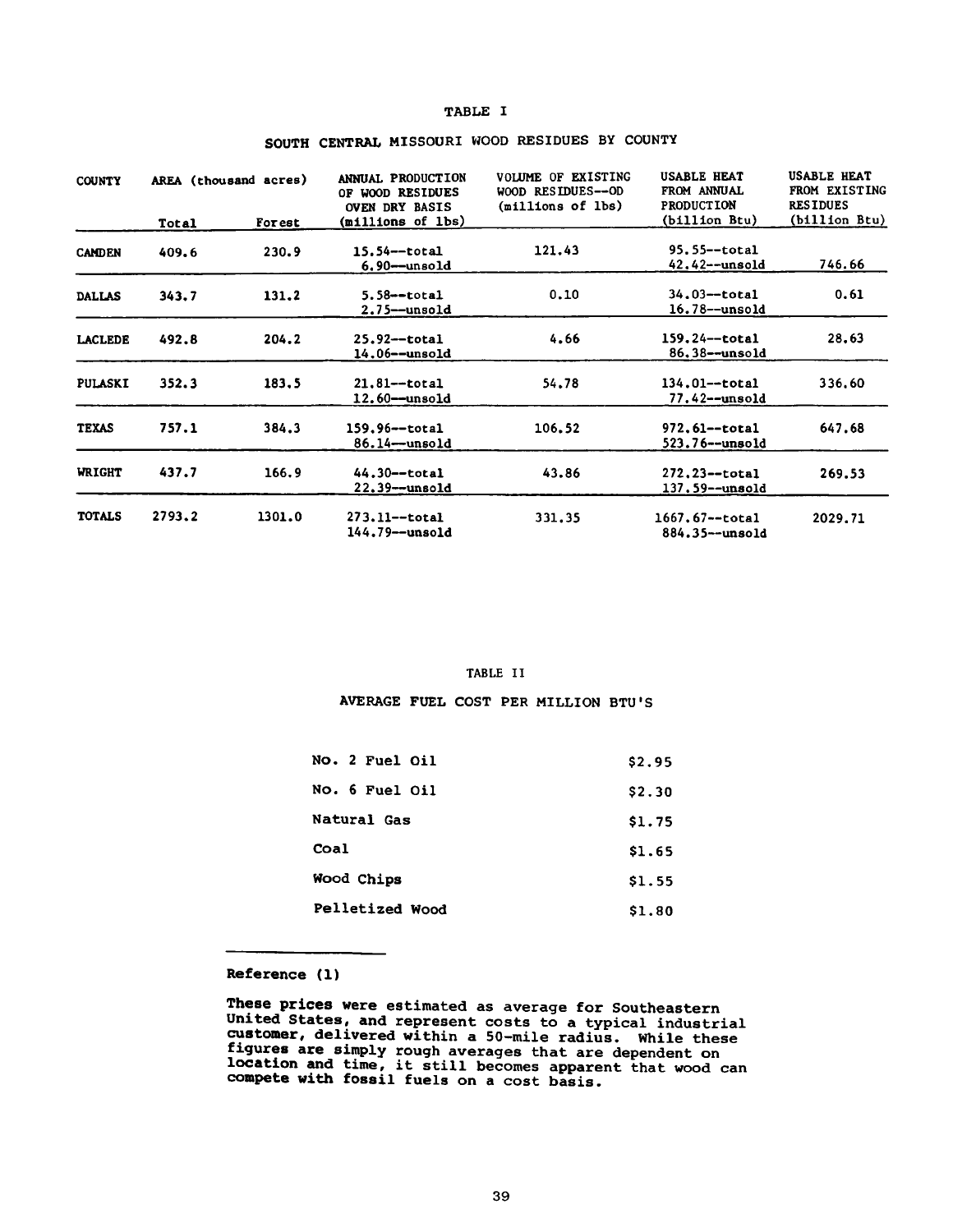TABLE I

SOUTH CENTRAL MISSOURI WOOD RESIDUES BY COUNTY

| COUNTY | AREA (thousand acres) | | ANNUAL PRODUCTION OF WOOD RESIDUES OVEN DRY BASIS (millions of lbs) | VOLUME OF EXISTING WOOD RESIDUES--OD (millions of lbs) | USABLE HEAT FROM ANNUAL PRODUCTION (billion Btu) | USABLE HEAT FROM EXISTING RESIDUES (billion Btu) |
|---|---|---|---|---|---|---|
| | Total | Forest | | | | |
| CAMDEN | 409.6 | 230.9 | 15.54--total<br>6.90--unsold | 121.43 | 95.55--total<br>42.42--unsold | 746.66 |
| DALLAS | 343.7 | 131.2 | 5.58--total<br>2.75--unsold | 0.10 | 34.03--total<br>16.78--unsold | 0.61 |
| LACLEDE | 492.8 | 204.2 | 25.92--total<br>14.06--unsold | 4.66 | 159.24--total<br>86.38--unsold | 28.63 |
| PULASKI | 352.3 | 183.5 | 21.81--total<br>12.60--unsold | 54.78 | 134.01--total<br>77.42--unsold | 336.60 |
| TEXAS | 757.1 | 384.3 | 159.96--total<br>86.14--unsold | 106.52 | 972.61--total<br>523.76--unsold | 647.68 |
| WRIGHT | 437.7 | 166.9 | 44.30--total<br>22.39--unsold | 43.86 | 272.23--total<br>137.59--unsold | 269.53 |
| TOTALS | 2793.2 | 1301.0 | 273.11--total<br>144.79--unsold | 331.35 | 1667.67--total<br>884.35--unsold | 2029.71 |

TABLE II

AVERAGE FUEL COST PER MILLION BTU'S

| Fuel | Cost |
|---|---|
| No. 2 Fuel Oil | $2.95 |
| No. 6 Fuel Oil | $2.30 |
| Natural Gas | $1.75 |
| Coal | $1.65 |
| Wood Chips | $1.55 |
| Pelletized Wood | $1.80 |

Reference (1)

These prices were estimated as average for Southeastern United States, and represent costs to a typical industrial customer, delivered within a 50-mile radius. While these figures are simply rough averages that are dependent on location and time, it still becomes apparent that wood can compete with fossil fuels on a cost basis.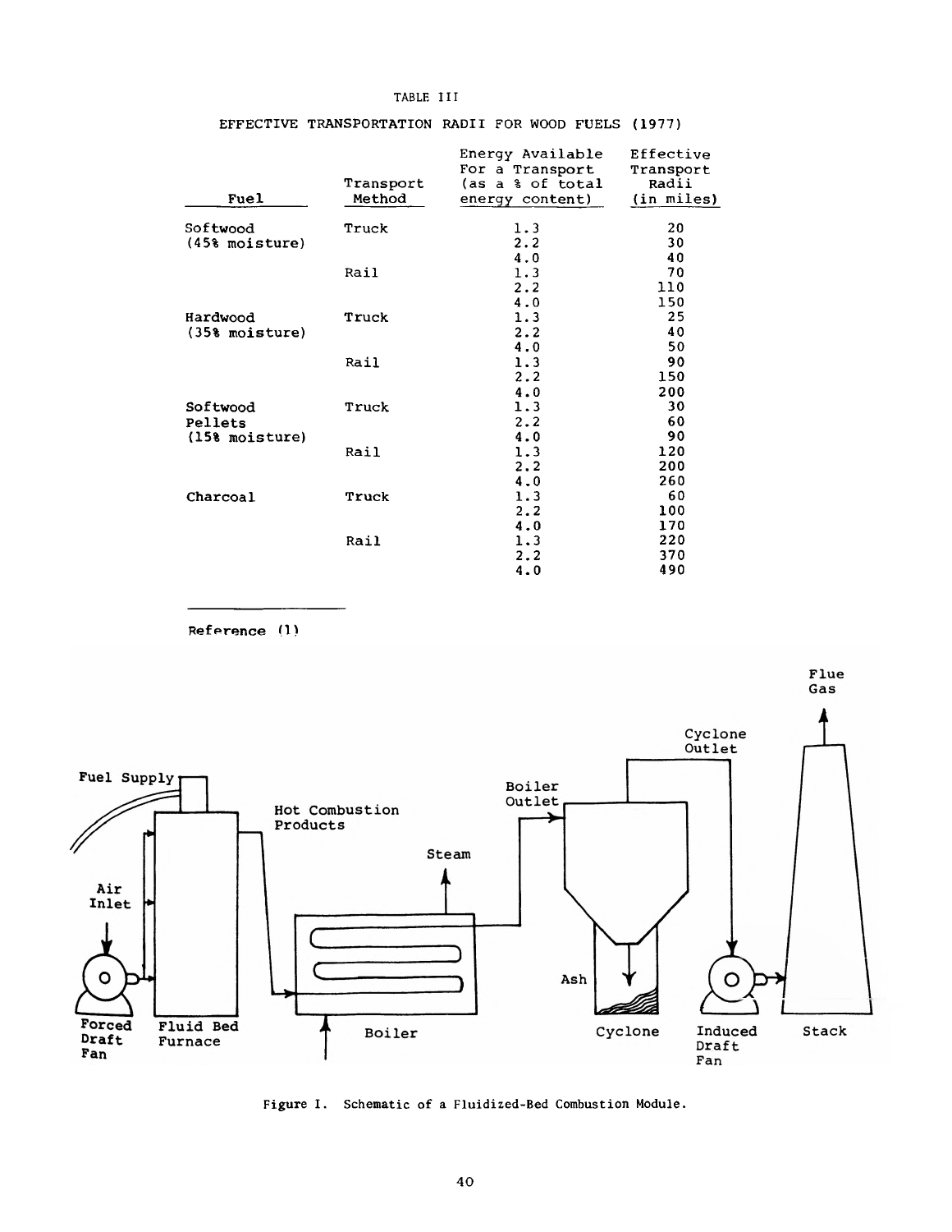TABLE III

EFFECTIVE TRANSPORTATION RADII FOR WOOD FUELS (1977)

| Fuel | Transport Method | Energy Available For a Transport (as a % of total energy content) | Effective Transport Radii (in miles) |
|---|---|---|---|
| Softwood (45% moisture) | Truck | 1.3 | 20 |
| | | 2.2 | 30 |
| | | 4.0 | 40 |
| | Rail | 1.3 | 70 |
| | | 2.2 | 110 |
| | | 4.0 | 150 |
| Hardwood (35% moisture) | Truck | 1.3 | 25 |
| | | 2.2 | 40 |
| | | 4.0 | 50 |
| | Rail | 1.3 | 90 |
| | | 2.2 | 150 |
| | | 4.0 | 200 |
| Softwood Pellets (15% moisture) | Truck | 1.3 | 30 |
| | | 2.2 | 60 |
| | | 4.0 | 90 |
| | Rail | 1.3 | 120 |
| | | 2.2 | 200 |
| | | 4.0 | 260 |
| Charcoal | Truck | 1.3 | 60 |
| | | 2.2 | 100 |
| | | 4.0 | 170 |
| | Rail | 1.3 | 220 |
| | | 2.2 | 370 |
| | | 4.0 | 490 |

Reference (1)

Fuel Supply, Air Inlet, Forced Draft Fan, Fluid Bed Furnace, Hot Combustion Products, Steam, Boiler, Boiler Outlet, Cyclone Outlet, Ash, Cyclone, Induced Draft Fan, Flue Gas, Stack

Figure I. Schematic of a Fluidized-Bed Combustion Module.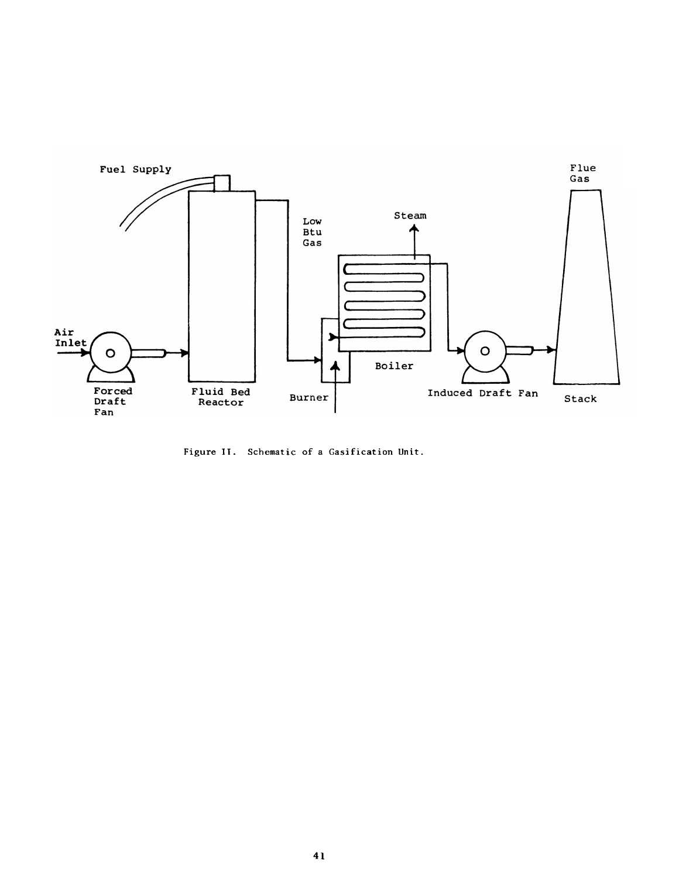Fuel Supply

Flue
Gas

Low
Btu
Gas

Steam

Air
Inlet

Boiler

Forced
Draft
Fan

Fluid Bed
Reactor

Burner

Induced Draft Fan

Stack

Figure II. Schematic of a Gasification Unit.